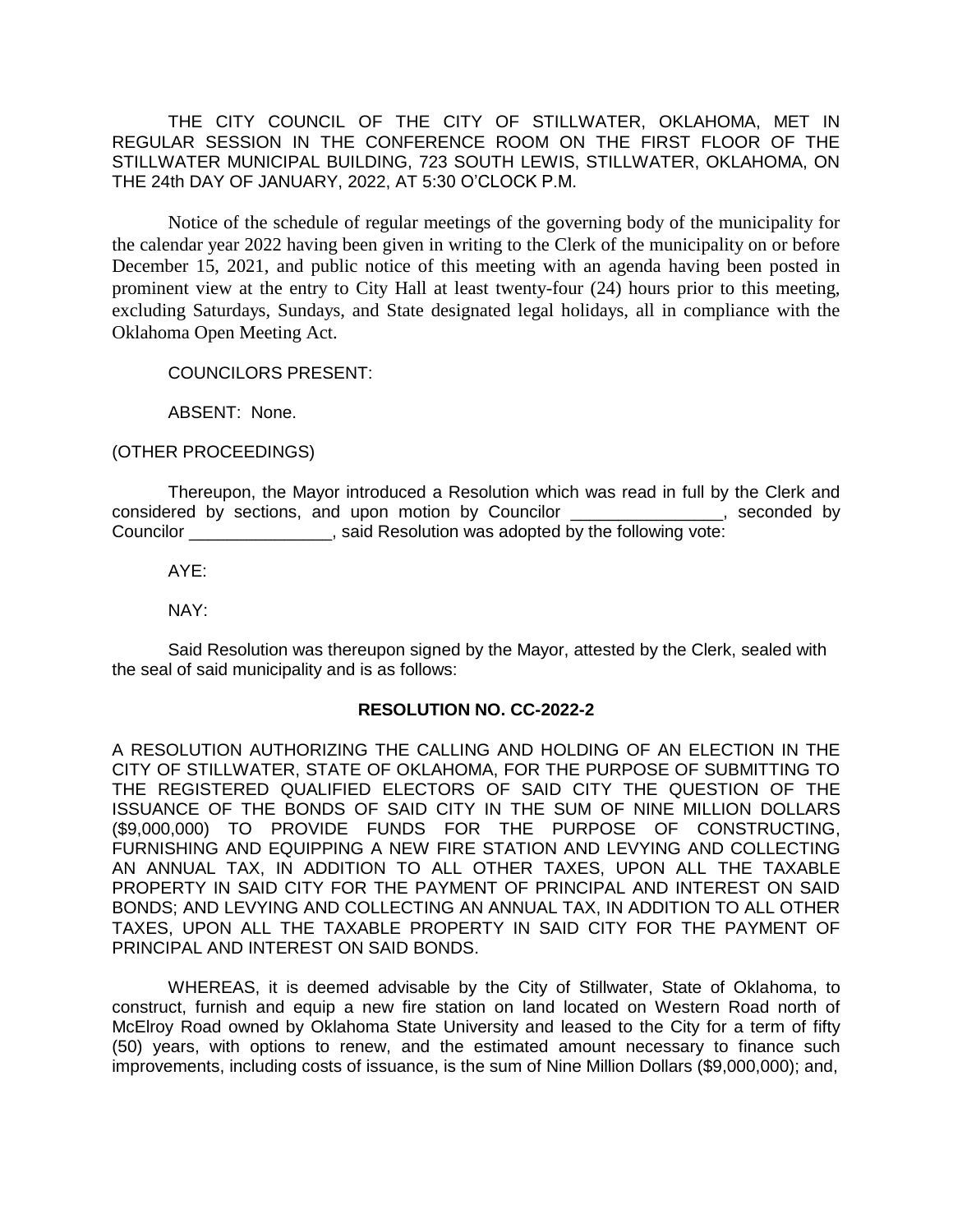THE CITY COUNCIL OF THE CITY OF STILLWATER, OKLAHOMA, MET IN REGULAR SESSION IN THE CONFERENCE ROOM ON THE FIRST FLOOR OF THE STILLWATER MUNICIPAL BUILDING, 723 SOUTH LEWIS, STILLWATER, OKLAHOMA, ON THE 24th DAY OF JANUARY, 2022, AT 5:30 O'CLOCK P.M.

Notice of the schedule of regular meetings of the governing body of the municipality for the calendar year 2022 having been given in writing to the Clerk of the municipality on or before December 15, 2021, and public notice of this meeting with an agenda having been posted in prominent view at the entry to City Hall at least twenty-four (24) hours prior to this meeting, excluding Saturdays, Sundays, and State designated legal holidays, all in compliance with the Oklahoma Open Meeting Act.

COUNCILORS PRESENT:

ABSENT: None.

(OTHER PROCEEDINGS)

Thereupon, the Mayor introduced a Resolution which was read in full by the Clerk and considered by sections, and upon motion by Councilor ________________, seconded by Councilor _______________, said Resolution was adopted by the following vote:

AYE:

NAY:

Said Resolution was thereupon signed by the Mayor, attested by the Clerk, sealed with the seal of said municipality and is as follows:

**RESOLUTION NO. CC-2022-2**

A RESOLUTION AUTHORIZING THE CALLING AND HOLDING OF AN ELECTION IN THE CITY OF STILLWATER, STATE OF OKLAHOMA, FOR THE PURPOSE OF SUBMITTING TO THE REGISTERED QUALIFIED ELECTORS OF SAID CITY THE QUESTION OF THE ISSUANCE OF THE BONDS OF SAID CITY IN THE SUM OF NINE MILLION DOLLARS ($9,000,000) TO PROVIDE FUNDS FOR THE PURPOSE OF CONSTRUCTING, FURNISHING AND EQUIPPING A NEW FIRE STATION AND LEVYING AND COLLECTING AN ANNUAL TAX, IN ADDITION TO ALL OTHER TAXES, UPON ALL THE TAXABLE PROPERTY IN SAID CITY FOR THE PAYMENT OF PRINCIPAL AND INTEREST ON SAID BONDS; AND LEVYING AND COLLECTING AN ANNUAL TAX, IN ADDITION TO ALL OTHER TAXES, UPON ALL THE TAXABLE PROPERTY IN SAID CITY FOR THE PAYMENT OF PRINCIPAL AND INTEREST ON SAID BONDS.

WHEREAS, it is deemed advisable by the City of Stillwater, State of Oklahoma, to construct, furnish and equip a new fire station on land located on Western Road north of McElroy Road owned by Oklahoma State University and leased to the City for a term of fifty (50) years, with options to renew, and the estimated amount necessary to finance such improvements, including costs of issuance, is the sum of Nine Million Dollars ($9,000,000); and,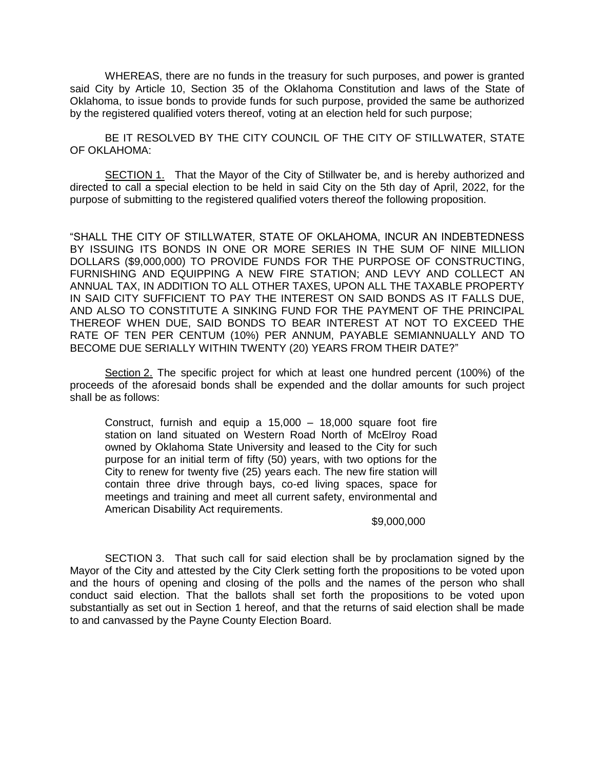WHEREAS, there are no funds in the treasury for such purposes, and power is granted said City by Article 10, Section 35 of the Oklahoma Constitution and laws of the State of Oklahoma, to issue bonds to provide funds for such purpose, provided the same be authorized by the registered qualified voters thereof, voting at an election held for such purpose;

BE IT RESOLVED BY THE CITY COUNCIL OF THE CITY OF STILLWATER, STATE OF OKLAHOMA:

SECTION 1. That the Mayor of the City of Stillwater be, and is hereby authorized and directed to call a special election to be held in said City on the 5th day of April, 2022, for the purpose of submitting to the registered qualified voters thereof the following proposition.

"SHALL THE CITY OF STILLWATER, STATE OF OKLAHOMA, INCUR AN INDEBTEDNESS BY ISSUING ITS BONDS IN ONE OR MORE SERIES IN THE SUM OF NINE MILLION DOLLARS ($9,000,000) TO PROVIDE FUNDS FOR THE PURPOSE OF CONSTRUCTING, FURNISHING AND EQUIPPING A NEW FIRE STATION; AND LEVY AND COLLECT AN ANNUAL TAX, IN ADDITION TO ALL OTHER TAXES, UPON ALL THE TAXABLE PROPERTY IN SAID CITY SUFFICIENT TO PAY THE INTEREST ON SAID BONDS AS IT FALLS DUE, AND ALSO TO CONSTITUTE A SINKING FUND FOR THE PAYMENT OF THE PRINCIPAL THEREOF WHEN DUE, SAID BONDS TO BEAR INTEREST AT NOT TO EXCEED THE RATE OF TEN PER CENTUM (10%) PER ANNUM, PAYABLE SEMIANNUALLY AND TO BECOME DUE SERIALLY WITHIN TWENTY (20) YEARS FROM THEIR DATE?"

Section 2. The specific project for which at least one hundred percent (100%) of the proceeds of the aforesaid bonds shall be expended and the dollar amounts for such project shall be as follows:

> Construct, furnish and equip a 15,000 – 18,000 square foot fire station on land situated on Western Road North of McElroy Road owned by Oklahoma State University and leased to the City for such purpose for an initial term of fifty (50) years, with two options for the City to renew for twenty five (25) years each. The new fire station will contain three drive through bays, co-ed living spaces, space for meetings and training and meet all current safety, environmental and American Disability Act requirements.
>
> $9,000,000

SECTION 3. That such call for said election shall be by proclamation signed by the Mayor of the City and attested by the City Clerk setting forth the propositions to be voted upon and the hours of opening and closing of the polls and the names of the person who shall conduct said election. That the ballots shall set forth the propositions to be voted upon substantially as set out in Section 1 hereof, and that the returns of said election shall be made to and canvassed by the Payne County Election Board.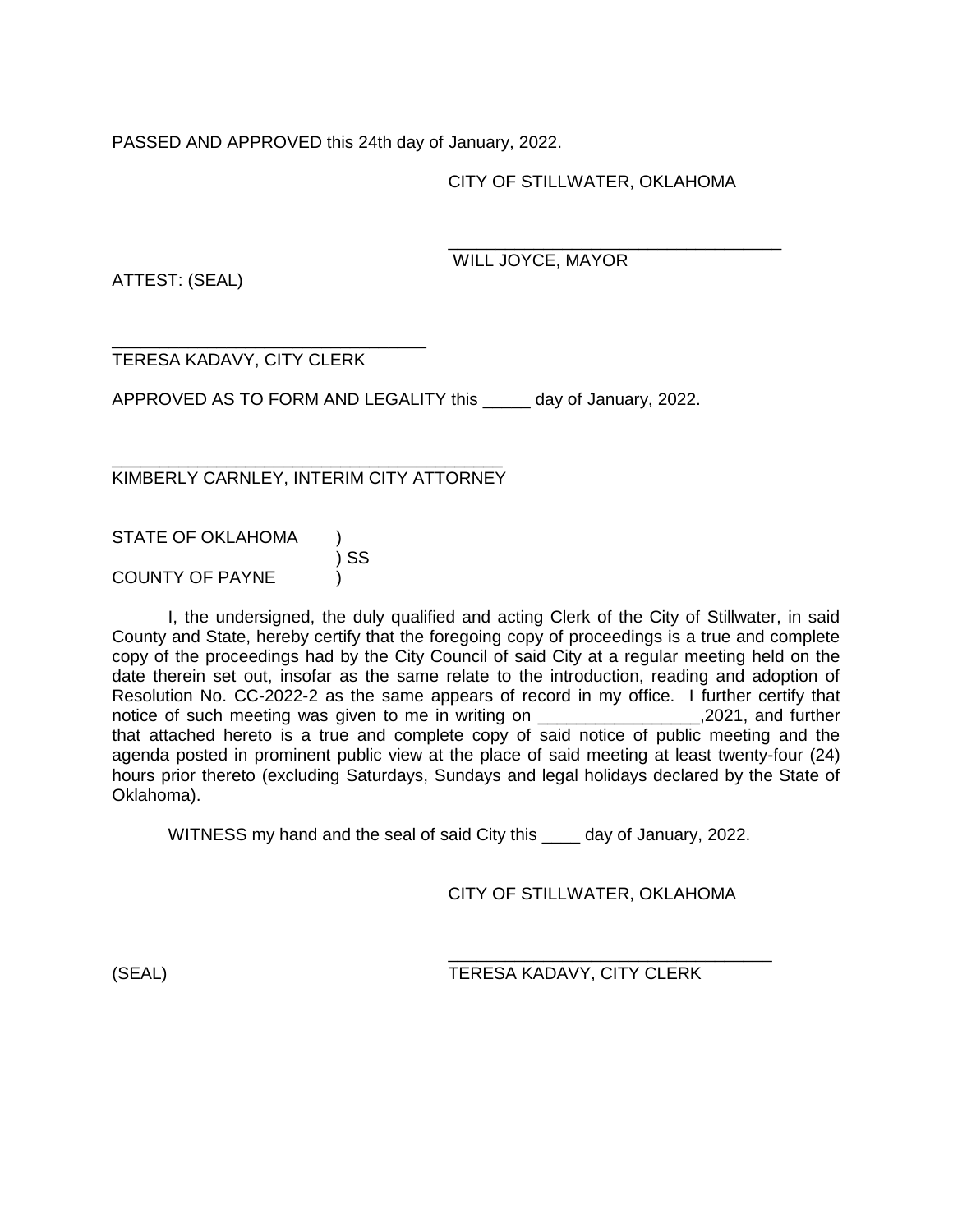PASSED AND APPROVED this 24th day of January, 2022.

CITY OF STILLWATER, OKLAHOMA

\_\_\_\_\_\_\_\_\_\_\_\_\_\_\_\_\_\_\_\_\_\_\_\_\_\_\_\_\_\_\_\_\_\_\_
WILL JOYCE, MAYOR

ATTEST: (SEAL)

\_\_\_\_\_\_\_\_\_\_\_\_\_\_\_\_\_\_\_\_\_\_\_\_\_\_\_\_\_\_\_\_\_\_
TERESA KADAVY, CITY CLERK

APPROVED AS TO FORM AND LEGALITY this _____ day of January, 2022.

\_\_\_\_\_\_\_\_\_\_\_\_\_\_\_\_\_\_\_\_\_\_\_\_\_\_\_\_\_\_\_\_\_\_\_\_\_\_\_\_\_
KIMBERLY CARNLEY, INTERIM CITY ATTORNEY

STATE OF OKLAHOMA )
) SS
COUNTY OF PAYNE )

I, the undersigned, the duly qualified and acting Clerk of the City of Stillwater, in said County and State, hereby certify that the foregoing copy of proceedings is a true and complete copy of the proceedings had by the City Council of said City at a regular meeting held on the date therein set out, insofar as the same relate to the introduction, reading and adoption of Resolution No. CC-2022-2 as the same appears of record in my office. I further certify that notice of such meeting was given to me in writing on _________________,2021, and further that attached hereto is a true and complete copy of said notice of public meeting and the agenda posted in prominent public view at the place of said meeting at least twenty-four (24) hours prior thereto (excluding Saturdays, Sundays and legal holidays declared by the State of Oklahoma).

WITNESS my hand and the seal of said City this ____ day of January, 2022.

CITY OF STILLWATER, OKLAHOMA

\_\_\_\_\_\_\_\_\_\_\_\_\_\_\_\_\_\_\_\_\_\_\_\_\_\_\_\_\_\_\_\_\_\_\_
(SEAL) TERESA KADAVY, CITY CLERK